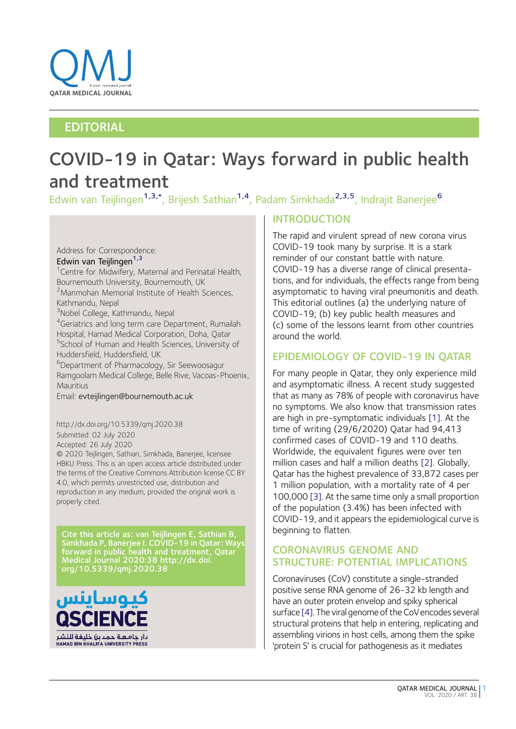EDITORIAL

# COVID-19 in Qatar: Ways forward in public health and treatment

Edwin van Teijlingen[1,3,*], Brijesh Sathian[1,4], Padam Simkhada[2,3,5], Indrajit Banerjee[6]

Address for Correspondence:
Edwin van Teijlingen[1,3]

[1]Centre for Midwifery, Maternal and Perinatal Health, Bournemouth University, Bournemouth, UK
[2]Manmohan Memorial Institute of Health Sciences, Kathmandu, Nepal
[3]Nobel College, Kathmandu, Nepal
[4]Geriatrics and long term care Department, Rumailah Hospital, Hamad Medical Corporation, Doha, Qatar
[5]School of Human and Health Sciences, University of Huddersfield, Huddersfield, UK
[6]Department of Pharmacology, Sir Seewoosagur Ramgoolam Medical College, Belle Rive, Vacoas-Phoenix, Mauritius

Email: evteijlingen@bournemouth.ac.uk

http://dx.doi.org/10.5339/qmj.2020.38
Submitted: 02 July 2020
Accepted: 26 July 2020
© 2020 Teijlingen, Sathian, Simkhada, Banerjee, licensee HBKU Press. This is an open access article distributed under the terms of the Creative Commons Attribution license CC BY 4.0, which permits unrestricted use, distribution and reproduction in any medium, provided the original work is properly cited.

**Cite this article as: van Teijlingen E, Sathian B, Simkhada P, Banerjee I. COVID-19 in Qatar: Ways forward in public health and treatment, Qatar Medical Journal 2020:38 http://dx.doi.org/10.5339/qmj.2020.38**

## INTRODUCTION

The rapid and virulent spread of new corona virus COVID-19 took many by surprise. It is a stark reminder of our constant battle with nature. COVID-19 has a diverse range of clinical presentations, and for individuals, the effects range from being asymptomatic to having viral pneumonitis and death. This editorial outlines (a) the underlying nature of COVID-19; (b) key public health measures and (c) some of the lessons learnt from other countries around the world.

## EPIDEMIOLOGY OF COVID-19 IN QATAR

For many people in Qatar, they only experience mild and asymptomatic illness. A recent study suggested that as many as 78% of people with coronavirus have no symptoms. We also know that transmission rates are high in pre-symptomatic individuals [1]. At the time of writing (29/6/2020) Qatar had 94,413 confirmed cases of COVID-19 and 110 deaths. Worldwide, the equivalent figures were over ten million cases and half a million deaths [2]. Globally, Qatar has the highest prevalence of 33,872 cases per 1 million population, with a mortality rate of 4 per 100,000 [3]. At the same time only a small proportion of the population (3.4%) has been infected with COVID-19, and it appears the epidemiological curve is beginning to flatten.

## CORONAVIRUS GENOME AND STRUCTURE: POTENTIAL IMPLICATIONS

Coronaviruses (CoV) constitute a single-stranded positive sense RNA genome of 26-32 kb length and have an outer protein envelop and spiky spherical surface [4]. The viral genome of the CoV encodes several structural proteins that help in entering, replicating and assembling virions in host cells, among them the spike 'protein S' is crucial for pathogenesis as it mediates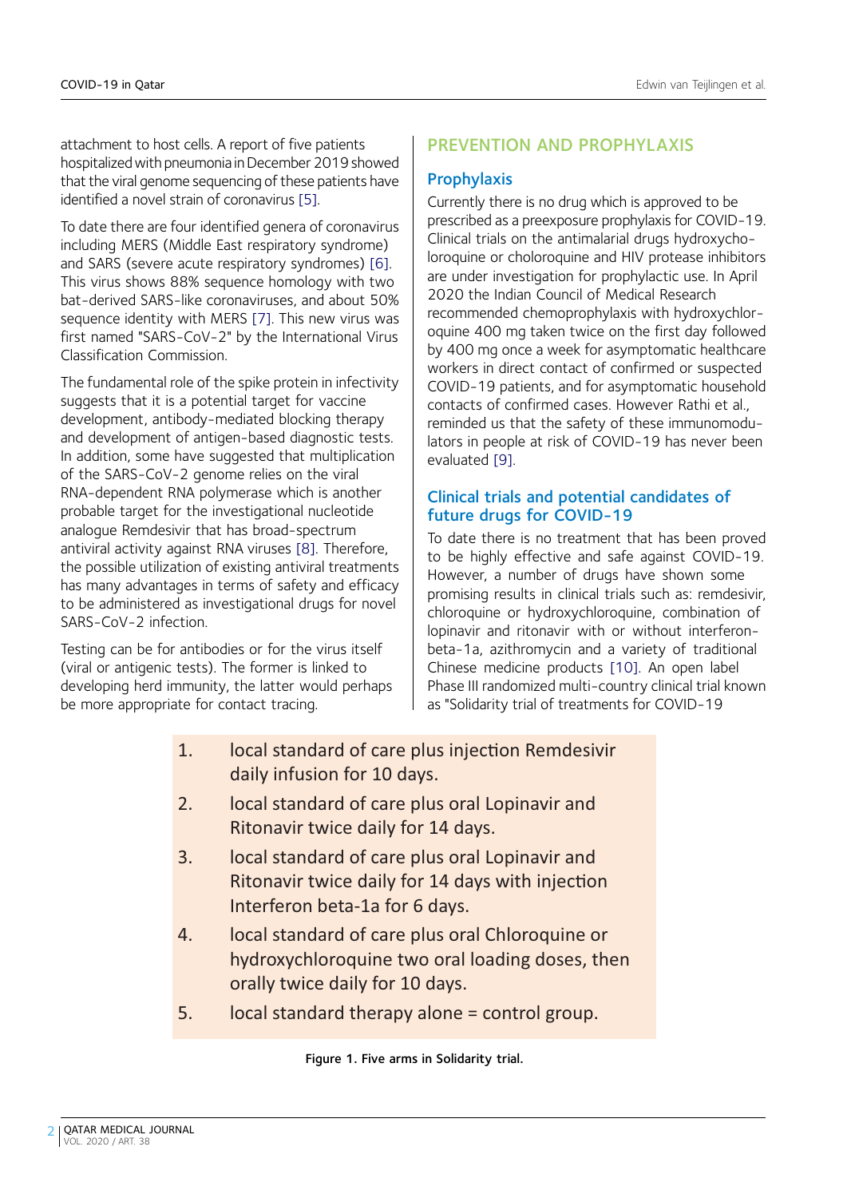attachment to host cells. A report of five patients hospitalized with pneumonia in December 2019 showed that the viral genome sequencing of these patients have identified a novel strain of coronavirus [5].

To date there are four identified genera of coronavirus including MERS (Middle East respiratory syndrome) and SARS (severe acute respiratory syndromes) [6]. This virus shows 88% sequence homology with two bat-derived SARS-like coronaviruses, and about 50% sequence identity with MERS [7]. This new virus was first named "SARS-CoV-2" by the International Virus Classification Commission.

The fundamental role of the spike protein in infectivity suggests that it is a potential target for vaccine development, antibody-mediated blocking therapy and development of antigen-based diagnostic tests. In addition, some have suggested that multiplication of the SARS-CoV-2 genome relies on the viral RNA-dependent RNA polymerase which is another probable target for the investigational nucleotide analogue Remdesivir that has broad-spectrum antiviral activity against RNA viruses [8]. Therefore, the possible utilization of existing antiviral treatments has many advantages in terms of safety and efficacy to be administered as investigational drugs for novel SARS-CoV-2 infection.

Testing can be for antibodies or for the virus itself (viral or antigenic tests). The former is linked to developing herd immunity, the latter would perhaps be more appropriate for contact tracing.

## PREVENTION AND PROPHYLAXIS

### Prophylaxis

Currently there is no drug which is approved to be prescribed as a preexposure prophylaxis for COVID-19. Clinical trials on the antimalarial drugs hydroxycholoroquine or choloroquine and HIV protease inhibitors are under investigation for prophylactic use. In April 2020 the Indian Council of Medical Research recommended chemoprophylaxis with hydroxychloroquine 400 mg taken twice on the first day followed by 400 mg once a week for asymptomatic healthcare workers in direct contact of confirmed or suspected COVID-19 patients, and for asymptomatic household contacts of confirmed cases. However Rathi et al., reminded us that the safety of these immunomodulators in people at risk of COVID-19 has never been evaluated [9].

### Clinical trials and potential candidates of future drugs for COVID-19

To date there is no treatment that has been proved to be highly effective and safe against COVID-19. However, a number of drugs have shown some promising results in clinical trials such as: remdesivir, chloroquine or hydroxychloroquine, combination of lopinavir and ritonavir with or without interferon-beta-1a, azithromycin and a variety of traditional Chinese medicine products [10]. An open label Phase III randomized multi-country clinical trial known as "Solidarity trial of treatments for COVID-19

1. local standard of care plus injection Remdesivir daily infusion for 10 days.
2. local standard of care plus oral Lopinavir and Ritonavir twice daily for 14 days.
3. local standard of care plus oral Lopinavir and Ritonavir twice daily for 14 days with injection Interferon beta-1a for 6 days.
4. local standard of care plus oral Chloroquine or hydroxychloroquine two oral loading doses, then orally twice daily for 10 days.
5. local standard therapy alone = control group.

**Figure 1. Five arms in Solidarity trial.**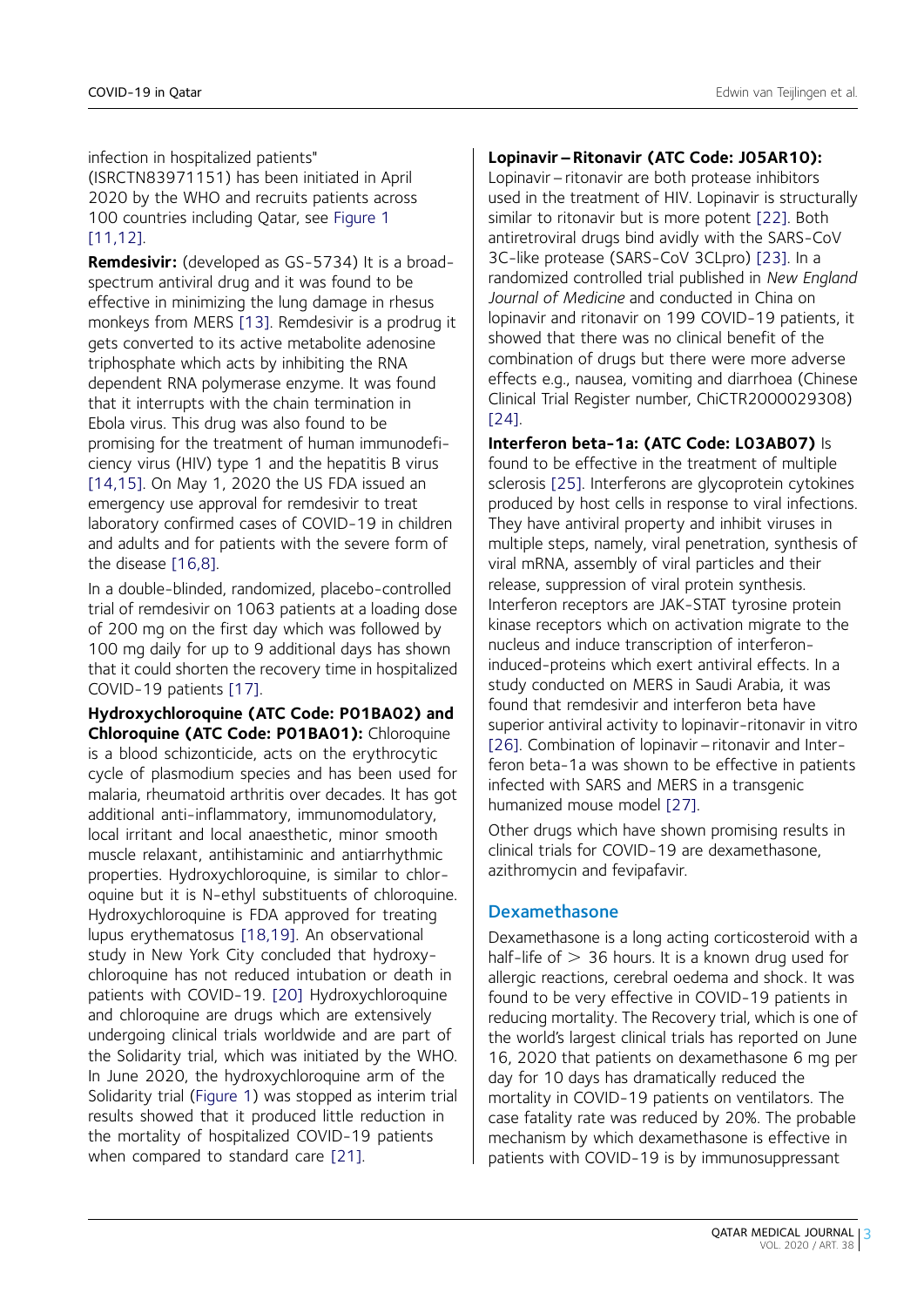infection in hospitalized patients" (ISRCTN83971151) has been initiated in April 2020 by the WHO and recruits patients across 100 countries including Qatar, see Figure 1 [11,12].

**Remdesivir:** (developed as GS-5734) It is a broad-spectrum antiviral drug and it was found to be effective in minimizing the lung damage in rhesus monkeys from MERS [13]. Remdesivir is a prodrug it gets converted to its active metabolite adenosine triphosphate which acts by inhibiting the RNA dependent RNA polymerase enzyme. It was found that it interrupts with the chain termination in Ebola virus. This drug was also found to be promising for the treatment of human immunodeficiency virus (HIV) type 1 and the hepatitis B virus [14,15]. On May 1, 2020 the US FDA issued an emergency use approval for remdesivir to treat laboratory confirmed cases of COVID-19 in children and adults and for patients with the severe form of the disease [16,8].

In a double-blinded, randomized, placebo-controlled trial of remdesivir on 1063 patients at a loading dose of 200 mg on the first day which was followed by 100 mg daily for up to 9 additional days has shown that it could shorten the recovery time in hospitalized COVID-19 patients [17].

**Hydroxychloroquine (ATC Code: P01BA02) and Chloroquine (ATC Code: P01BA01):** Chloroquine is a blood schizonticide, acts on the erythrocytic cycle of plasmodium species and has been used for malaria, rheumatoid arthritis over decades. It has got additional anti-inflammatory, immunomodulatory, local irritant and local anaesthetic, minor smooth muscle relaxant, antihistaminic and antiarrhythmic properties. Hydroxychloroquine, is similar to chloroquine but it is N-ethyl substituents of chloroquine. Hydroxychloroquine is FDA approved for treating lupus erythematosus [18,19]. An observational study in New York City concluded that hydroxychloroquine has not reduced intubation or death in patients with COVID-19. [20] Hydroxychloroquine and chloroquine are drugs which are extensively undergoing clinical trials worldwide and are part of the Solidarity trial, which was initiated by the WHO. In June 2020, the hydroxychloroquine arm of the Solidarity trial (Figure 1) was stopped as interim trial results showed that it produced little reduction in the mortality of hospitalized COVID-19 patients when compared to standard care [21].

**Lopinavir – Ritonavir (ATC Code: J05AR10):** Lopinavir – ritonavir are both protease inhibitors used in the treatment of HIV. Lopinavir is structurally similar to ritonavir but is more potent [22]. Both antiretroviral drugs bind avidly with the SARS-CoV 3C-like protease (SARS-CoV 3CLpro) [23]. In a randomized controlled trial published in *New England Journal of Medicine* and conducted in China on lopinavir and ritonavir on 199 COVID-19 patients, it showed that there was no clinical benefit of the combination of drugs but there were more adverse effects e.g., nausea, vomiting and diarrhoea (Chinese Clinical Trial Register number, ChiCTR2000029308) [24].

**Interferon beta-1a: (ATC Code: L03AB07)** Is found to be effective in the treatment of multiple sclerosis [25]. Interferons are glycoprotein cytokines produced by host cells in response to viral infections. They have antiviral property and inhibit viruses in multiple steps, namely, viral penetration, synthesis of viral mRNA, assembly of viral particles and their release, suppression of viral protein synthesis. Interferon receptors are JAK-STAT tyrosine protein kinase receptors which on activation migrate to the nucleus and induce transcription of interferon-induced-proteins which exert antiviral effects. In a study conducted on MERS in Saudi Arabia, it was found that remdesivir and interferon beta have superior antiviral activity to lopinavir-ritonavir in vitro [26]. Combination of lopinavir – ritonavir and Interferon beta-1a was shown to be effective in patients infected with SARS and MERS in a transgenic humanized mouse model [27].

Other drugs which have shown promising results in clinical trials for COVID-19 are dexamethasone, azithromycin and fevipafavir.

## Dexamethasone

Dexamethasone is a long acting corticosteroid with a half-life of $>$ 36 hours. It is a known drug used for allergic reactions, cerebral oedema and shock. It was found to be very effective in COVID-19 patients in reducing mortality. The Recovery trial, which is one of the world's largest clinical trials has reported on June 16, 2020 that patients on dexamethasone 6 mg per day for 10 days has dramatically reduced the mortality in COVID-19 patients on ventilators. The case fatality rate was reduced by 20%. The probable mechanism by which dexamethasone is effective in patients with COVID-19 is by immunosuppressant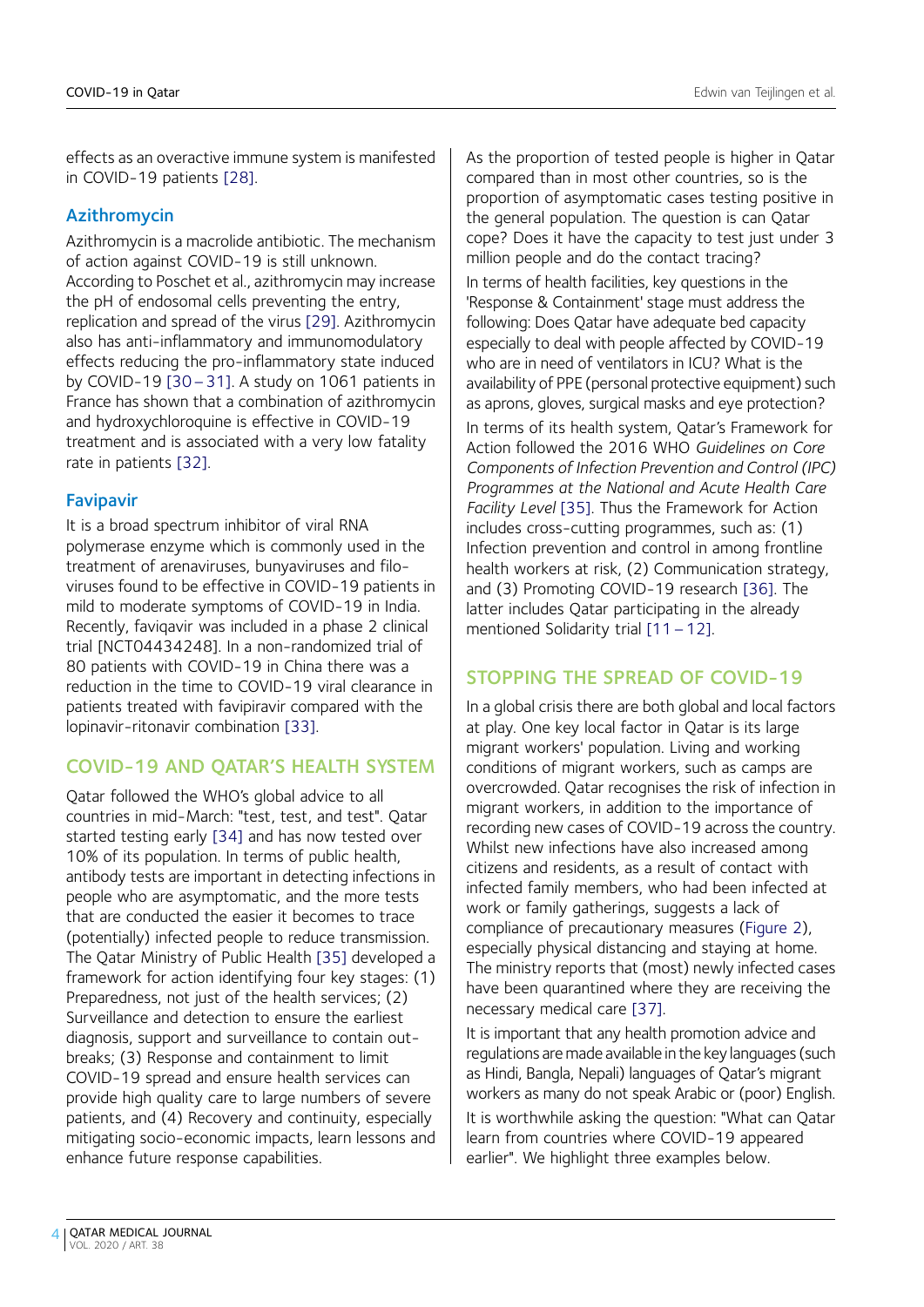effects as an overactive immune system is manifested in COVID-19 patients [28].

### Azithromycin

Azithromycin is a macrolide antibiotic. The mechanism of action against COVID-19 is still unknown. According to Poschet et al., azithromycin may increase the pH of endosomal cells preventing the entry, replication and spread of the virus [29]. Azithromycin also has anti-inflammatory and immunomodulatory effects reducing the pro-inflammatory state induced by COVID-19 [30 – 31]. A study on 1061 patients in France has shown that a combination of azithromycin and hydroxychloroquine is effective in COVID-19 treatment and is associated with a very low fatality rate in patients [32].

### Favipavir

It is a broad spectrum inhibitor of viral RNA polymerase enzyme which is commonly used in the treatment of arenaviruses, bunyaviruses and filo-viruses found to be effective in COVID-19 patients in mild to moderate symptoms of COVID-19 in India. Recently, faviqavir was included in a phase 2 clinical trial [NCT04434248]. In a non-randomized trial of 80 patients with COVID-19 in China there was a reduction in the time to COVID-19 viral clearance in patients treated with favipiravir compared with the lopinavir-ritonavir combination [33].

## COVID-19 AND QATAR'S HEALTH SYSTEM

Qatar followed the WHO's global advice to all countries in mid-March: "test, test, and test". Qatar started testing early [34] and has now tested over 10% of its population. In terms of public health, antibody tests are important in detecting infections in people who are asymptomatic, and the more tests that are conducted the easier it becomes to trace (potentially) infected people to reduce transmission. The Qatar Ministry of Public Health [35] developed a framework for action identifying four key stages: (1) Preparedness, not just of the health services; (2) Surveillance and detection to ensure the earliest diagnosis, support and surveillance to contain out-breaks; (3) Response and containment to limit COVID-19 spread and ensure health services can provide high quality care to large numbers of severe patients, and (4) Recovery and continuity, especially mitigating socio-economic impacts, learn lessons and enhance future response capabilities.

As the proportion of tested people is higher in Qatar compared than in most other countries, so is the proportion of asymptomatic cases testing positive in the general population. The question is can Qatar cope? Does it have the capacity to test just under 3 million people and do the contact tracing?

In terms of health facilities, key questions in the 'Response & Containment' stage must address the following: Does Qatar have adequate bed capacity especially to deal with people affected by COVID-19 who are in need of ventilators in ICU? What is the availability of PPE (personal protective equipment) such as aprons, gloves, surgical masks and eye protection?

In terms of its health system, Qatar's Framework for Action followed the 2016 WHO *Guidelines on Core Components of Infection Prevention and Control (IPC) Programmes at the National and Acute Health Care Facility Level* [35]. Thus the Framework for Action includes cross-cutting programmes, such as: (1) Infection prevention and control in among frontline health workers at risk, (2) Communication strategy, and (3) Promoting COVID-19 research [36]. The latter includes Qatar participating in the already mentioned Solidarity trial [11 – 12].

## STOPPING THE SPREAD OF COVID-19

In a global crisis there are both global and local factors at play. One key local factor in Qatar is its large migrant workers' population. Living and working conditions of migrant workers, such as camps are overcrowded. Qatar recognises the risk of infection in migrant workers, in addition to the importance of recording new cases of COVID-19 across the country. Whilst new infections have also increased among citizens and residents, as a result of contact with infected family members, who had been infected at work or family gatherings, suggests a lack of compliance of precautionary measures (Figure 2), especially physical distancing and staying at home. The ministry reports that (most) newly infected cases have been quarantined where they are receiving the necessary medical care [37].

It is important that any health promotion advice and regulations are made available in the key languages (such as Hindi, Bangla, Nepali) languages of Qatar's migrant workers as many do not speak Arabic or (poor) English.

It is worthwhile asking the question: "What can Qatar learn from countries where COVID-19 appeared earlier". We highlight three examples below.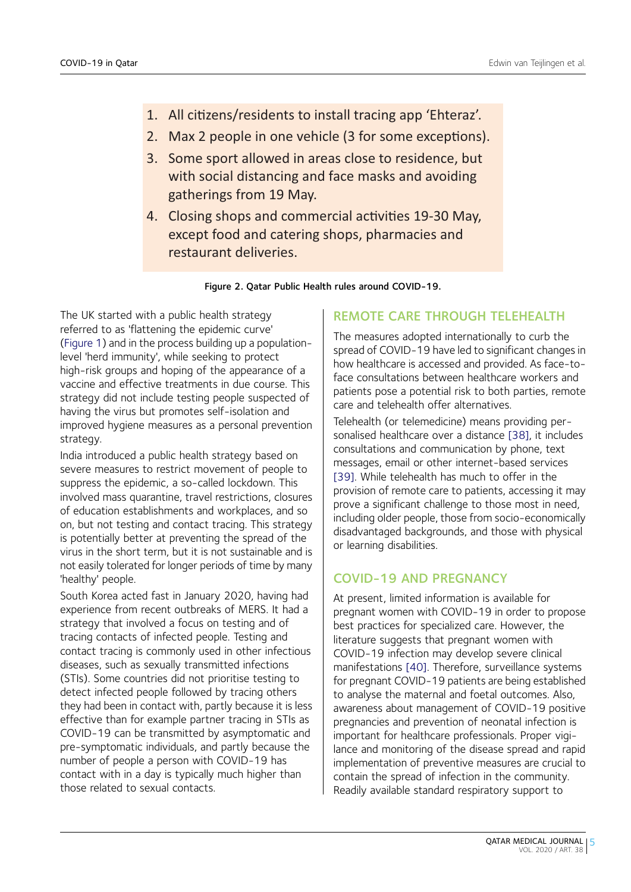1. All citizens/residents to install tracing app 'Ehteraz'.
2. Max 2 people in one vehicle (3 for some exceptions).
3. Some sport allowed in areas close to residence, but with social distancing and face masks and avoiding gatherings from 19 May.
4. Closing shops and commercial activities 19-30 May, except food and catering shops, pharmacies and restaurant deliveries.

**Figure 2. Qatar Public Health rules around COVID-19.**

The UK started with a public health strategy referred to as 'flattening the epidemic curve' (Figure 1) and in the process building up a population-level 'herd immunity', while seeking to protect high-risk groups and hoping of the appearance of a vaccine and effective treatments in due course. This strategy did not include testing people suspected of having the virus but promotes self-isolation and improved hygiene measures as a personal prevention strategy.

India introduced a public health strategy based on severe measures to restrict movement of people to suppress the epidemic, a so-called lockdown. This involved mass quarantine, travel restrictions, closures of education establishments and workplaces, and so on, but not testing and contact tracing. This strategy is potentially better at preventing the spread of the virus in the short term, but it is not sustainable and is not easily tolerated for longer periods of time by many 'healthy' people.

South Korea acted fast in January 2020, having had experience from recent outbreaks of MERS. It had a strategy that involved a focus on testing and of tracing contacts of infected people. Testing and contact tracing is commonly used in other infectious diseases, such as sexually transmitted infections (STIs). Some countries did not prioritise testing to detect infected people followed by tracing others they had been in contact with, partly because it is less effective than for example partner tracing in STIs as COVID-19 can be transmitted by asymptomatic and pre-symptomatic individuals, and partly because the number of people a person with COVID-19 has contact with in a day is typically much higher than those related to sexual contacts.

## REMOTE CARE THROUGH TELEHEALTH

The measures adopted internationally to curb the spread of COVID-19 have led to significant changes in how healthcare is accessed and provided. As face-to-face consultations between healthcare workers and patients pose a potential risk to both parties, remote care and telehealth offer alternatives.

Telehealth (or telemedicine) means providing personalised healthcare over a distance [38], it includes consultations and communication by phone, text messages, email or other internet-based services [39]. While telehealth has much to offer in the provision of remote care to patients, accessing it may prove a significant challenge to those most in need, including older people, those from socio-economically disadvantaged backgrounds, and those with physical or learning disabilities.

## COVID-19 AND PREGNANCY

At present, limited information is available for pregnant women with COVID-19 in order to propose best practices for specialized care. However, the literature suggests that pregnant women with COVID-19 infection may develop severe clinical manifestations [40]. Therefore, surveillance systems for pregnant COVID-19 patients are being established to analyse the maternal and foetal outcomes. Also, awareness about management of COVID-19 positive pregnancies and prevention of neonatal infection is important for healthcare professionals. Proper vigilance and monitoring of the disease spread and rapid implementation of preventive measures are crucial to contain the spread of infection in the community. Readily available standard respiratory support to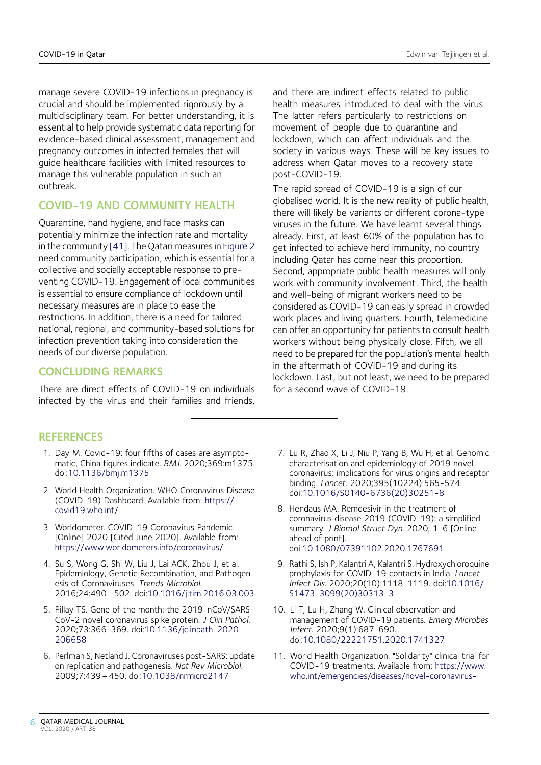manage severe COVID-19 infections in pregnancy is crucial and should be implemented rigorously by a multidisciplinary team. For better understanding, it is essential to help provide systematic data reporting for evidence-based clinical assessment, management and pregnancy outcomes in infected females that will guide healthcare facilities with limited resources to manage this vulnerable population in such an outbreak.

## COVID-19 AND COMMUNITY HEALTH

Quarantine, hand hygiene, and face masks can potentially minimize the infection rate and mortality in the community [41]. The Qatari measures in Figure 2 need community participation, which is essential for a collective and socially acceptable response to preventing COVID-19. Engagement of local communities is essential to ensure compliance of lockdown until necessary measures are in place to ease the restrictions. In addition, there is a need for tailored national, regional, and community-based solutions for infection prevention taking into consideration the needs of our diverse population.

## CONCLUDING REMARKS

There are direct effects of COVID-19 on individuals infected by the virus and their families and friends, and there are indirect effects related to public health measures introduced to deal with the virus. The latter refers particularly to restrictions on movement of people due to quarantine and lockdown, which can affect individuals and the society in various ways. These will be key issues to address when Qatar moves to a recovery state post-COVID-19.

The rapid spread of COVID-19 is a sign of our globalised world. It is the new reality of public health, there will likely be variants or different corona-type viruses in the future. We have learnt several things already. First, at least 60% of the population has to get infected to achieve herd immunity, no country including Qatar has come near this proportion. Second, appropriate public health measures will only work with community involvement. Third, the health and well-being of migrant workers need to be considered as COVID-19 can easily spread in crowded work places and living quarters. Fourth, telemedicine can offer an opportunity for patients to consult health workers without being physically close. Fifth, we all need to be prepared for the population's mental health in the aftermath of COVID-19 and during its lockdown. Last, but not least, we need to be prepared for a second wave of COVID-19.

## REFERENCES

1. Day M. Covid-19: four fifths of cases are asymptomatic, China figures indicate. *BMJ.* 2020;369:m1375. doi:10.1136/bmj.m1375
2. World Health Organization. WHO Coronavirus Disease (COVID-19) Dashboard. Available from: https://covid19.who.int/.
3. Worldometer. COVID-19 Coronavirus Pandemic. [Online] 2020 [Cited June 2020]. Available from: https://www.worldometers.info/coronavirus/.
4. Su S, Wong G, Shi W, Liu J, Lai ACK, Zhou J, et al. Epidemiology, Genetic Recombination, and Pathogenesis of Coronaviruses. *Trends Microbiol.* 2016;24:490 – 502. doi:10.1016/j.tim.2016.03.003
5. Pillay TS. Gene of the month: the 2019-nCoV/SARS-CoV-2 novel coronavirus spike protein. *J Clin Pathol.* 2020;73:366-369. doi:10.1136/jclinpath-2020-206658
6. Perlman S, Netland J. Coronaviruses post-SARS: update on replication and pathogenesis. *Nat Rev Microbiol.* 2009;7:439 – 450. doi:10.1038/nrmicro2147
7. Lu R, Zhao X, Li J, Niu P, Yang B, Wu H, et al. Genomic characterisation and epidemiology of 2019 novel coronavirus: implications for virus origins and receptor binding. *Lancet*. 2020;395(10224):565-574. doi:10.1016/S0140-6736(20)30251-8
8. Hendaus MA. Remdesivir in the treatment of coronavirus disease 2019 (COVID-19): a simplified summary. *J Biomol Struct Dyn.* 2020; 1-6 [Online ahead of print]. doi:10.1080/07391102.2020.1767691
9. Rathi S, Ish P, Kalantri A, Kalantri S. Hydroxychloroquine prophylaxis for COVID-19 contacts in India. *Lancet Infect Dis.* 2020;20(10):1118-1119. doi:10.1016/S1473-3099(20)30313-3
10. Li T, Lu H, Zhang W. Clinical observation and management of COVID-19 patients. *Emerg Microbes Infect*. 2020;9(1):687-690. doi:10.1080/22221751.2020.1741327
11. World Health Organization. "Solidarity" clinical trial for COVID-19 treatments. Available from: https://www.who.int/emergencies/diseases/novel-coronavirus-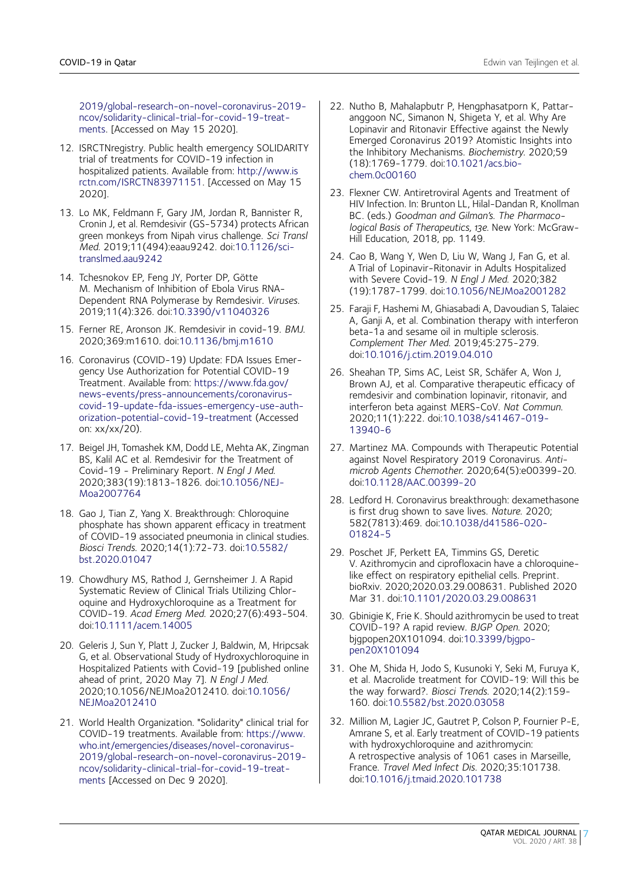2019/global-research-on-novel-coronavirus-2019-ncov/solidarity-clinical-trial-for-covid-19-treatments. [Accessed on May 15 2020].

12. ISRCTNregistry. Public health emergency SOLIDARITY trial of treatments for COVID-19 infection in hospitalized patients. Available from: http://www.isrctn.com/ISRCTN83971151. [Accessed on May 15 2020].

13. Lo MK, Feldmann F, Gary JM, Jordan R, Bannister R, Cronin J, et al. Remdesivir (GS-5734) protects African green monkeys from Nipah virus challenge. *Sci Transl Med.* 2019;11(494):eaau9242. doi:10.1126/scitranslmed.aau9242

14. Tchesnokov EP, Feng JY, Porter DP, Götte M. Mechanism of Inhibition of Ebola Virus RNA-Dependent RNA Polymerase by Remdesivir. *Viruses.* 2019;11(4):326. doi:10.3390/v11040326

15. Ferner RE, Aronson JK. Remdesivir in covid-19. *BMJ.* 2020;369:m1610. doi:10.1136/bmj.m1610

16. Coronavirus (COVID-19) Update: FDA Issues Emergency Use Authorization for Potential COVID-19 Treatment. Available from: https://www.fda.gov/news-events/press-announcements/coronavirus-covid-19-update-fda-issues-emergency-use-authorization-potential-covid-19-treatment (Accessed on: xx/xx/20).

17. Beigel JH, Tomashek KM, Dodd LE, Mehta AK, Zingman BS, Kalil AC et al. Remdesivir for the Treatment of Covid-19 - Preliminary Report. *N Engl J Med.* 2020;383(19):1813-1826. doi:10.1056/NEJMoa2007764

18. Gao J, Tian Z, Yang X. Breakthrough: Chloroquine phosphate has shown apparent efficacy in treatment of COVID-19 associated pneumonia in clinical studies. *Biosci Trends.* 2020;14(1):72-73. doi:10.5582/bst.2020.01047

19. Chowdhury MS, Rathod J, Gernsheimer J. A Rapid Systematic Review of Clinical Trials Utilizing Chloroquine and Hydroxychloroquine as a Treatment for COVID-19. *Acad Emerg Med.* 2020;27(6):493-504. doi:10.1111/acem.14005

20. Geleris J, Sun Y, Platt J, Zucker J, Baldwin, M, Hripcsak G, et al. Observational Study of Hydroxychloroquine in Hospitalized Patients with Covid-19 [published online ahead of print, 2020 May 7]. *N Engl J Med.* 2020;10.1056/NEJMoa2012410. doi:10.1056/NEJMoa2012410

21. World Health Organization. "Solidarity" clinical trial for COVID-19 treatments. Available from: https://www.who.int/emergencies/diseases/novel-coronavirus-2019/global-research-on-novel-coronavirus-2019-ncov/solidarity-clinical-trial-for-covid-19-treatments [Accessed on Dec 9 2020].

22. Nutho B, Mahalapbutr P, Hengphasatporn K, Pattaranggoon NC, Simanon N, Shigeta Y, et al. Why Are Lopinavir and Ritonavir Effective against the Newly Emerged Coronavirus 2019? Atomistic Insights into the Inhibitory Mechanisms. *Biochemistry.* 2020;59(18):1769-1779. doi:10.1021/acs.biochem.0c00160

23. Flexner CW. Antiretroviral Agents and Treatment of HIV Infection. In: Brunton LL, Hilal-Dandan R, Knollman BC. (eds.) *Goodman and Gilman's. The Pharmacological Basis of Therapeutics, 13e.* New York: McGraw-Hill Education, 2018, pp. 1149.

24. Cao B, Wang Y, Wen D, Liu W, Wang J, Fan G, et al. A Trial of Lopinavir-Ritonavir in Adults Hospitalized with Severe Covid-19. *N Engl J Med.* 2020;382(19):1787-1799. doi:10.1056/NEJMoa2001282

25. Faraji F, Hashemi M, Ghiasabadi A, Davoudian S, Talaiec A, Ganji A, et al. Combination therapy with interferon beta-1a and sesame oil in multiple sclerosis. *Complement Ther Med.* 2019;45:275-279. doi:10.1016/j.ctim.2019.04.010

26. Sheahan TP, Sims AC, Leist SR, Schäfer A, Won J, Brown AJ, et al. Comparative therapeutic efficacy of remdesivir and combination lopinavir, ritonavir, and interferon beta against MERS-CoV. *Nat Commun.* 2020;11(1):222. doi:10.1038/s41467-019-13940-6

27. Martinez MA. Compounds with Therapeutic Potential against Novel Respiratory 2019 Coronavirus. *Antimicrob Agents Chemother.* 2020;64(5):e00399-20. doi:10.1128/AAC.00399-20

28. Ledford H. Coronavirus breakthrough: dexamethasone is first drug shown to save lives. *Nature.* 2020; 582(7813):469. doi:10.1038/d41586-020-01824-5

29. Poschet JF, Perkett EA, Timmins GS, Deretic V. Azithromycin and ciprofloxacin have a chloroquine-like effect on respiratory epithelial cells. Preprint. bioRxiv. 2020;2020.03.29.008631. Published 2020 Mar 31. doi:10.1101/2020.03.29.008631

30. Gbinigie K, Frie K. Should azithromycin be used to treat COVID-19? A rapid review. *BJGP Open.* 2020; bjgpopen20X101094. doi:10.3399/bjgpopen20X101094

31. Ohe M, Shida H, Jodo S, Kusunoki Y, Seki M, Furuya K, et al. Macrolide treatment for COVID-19: Will this be the way forward?. *Biosci Trends.* 2020;14(2):159-160. doi:10.5582/bst.2020.03058

32. Million M, Lagier JC, Gautret P, Colson P, Fournier P-E, Amrane S, et al. Early treatment of COVID-19 patients with hydroxychloroquine and azithromycin: A retrospective analysis of 1061 cases in Marseille, France. *Travel Med Infect Dis.* 2020;35:101738. doi:10.1016/j.tmaid.2020.101738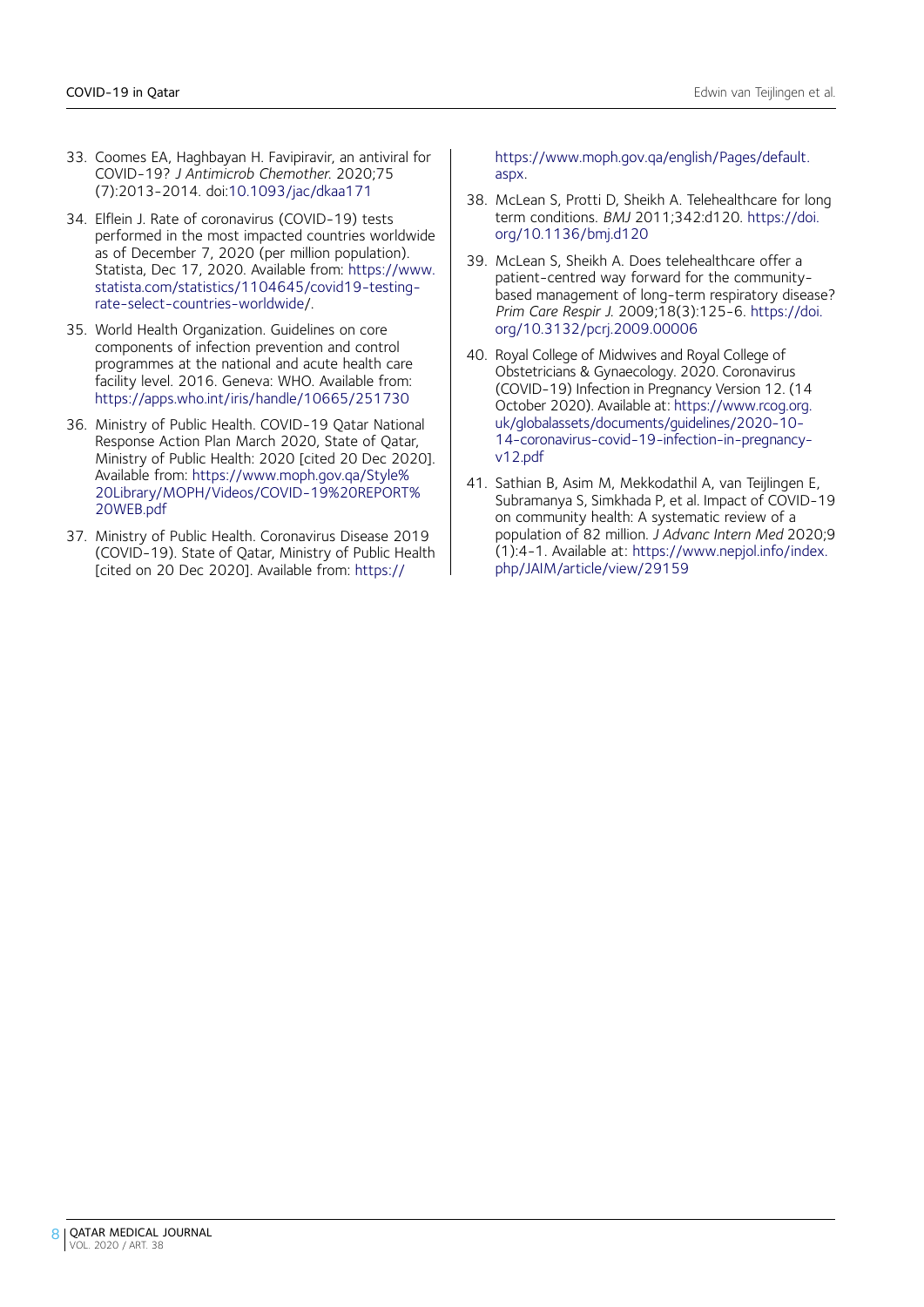33. Coomes EA, Haghbayan H. Favipiravir, an antiviral for COVID-19? *J Antimicrob Chemother.* 2020;75 (7):2013-2014. doi:10.1093/jac/dkaa171

34. Elflein J. Rate of coronavirus (COVID-19) tests performed in the most impacted countries worldwide as of December 7, 2020 (per million population). Statista, Dec 17, 2020. Available from: https://www.statista.com/statistics/1104645/covid19-testing-rate-select-countries-worldwide/.

35. World Health Organization. Guidelines on core components of infection prevention and control programmes at the national and acute health care facility level. 2016. Geneva: WHO. Available from: https://apps.who.int/iris/handle/10665/251730

36. Ministry of Public Health. COVID-19 Qatar National Response Action Plan March 2020, State of Qatar, Ministry of Public Health: 2020 [cited 20 Dec 2020]. Available from: https://www.moph.gov.qa/Style%20Library/MOPH/Videos/COVID-19%20REPORT%20WEB.pdf

37. Ministry of Public Health. Coronavirus Disease 2019 (COVID-19). State of Qatar, Ministry of Public Health [cited on 20 Dec 2020]. Available from: https://www.moph.gov.qa/english/Pages/default.aspx.

38. McLean S, Protti D, Sheikh A. Telehealthcare for long term conditions. *BMJ* 2011;342:d120. https://doi.org/10.1136/bmj.d120

39. McLean S, Sheikh A. Does telehealthcare offer a patient-centred way forward for the community-based management of long-term respiratory disease? *Prim Care Respir J.* 2009;18(3):125-6. https://doi.org/10.3132/pcrj.2009.00006

40. Royal College of Midwives and Royal College of Obstetricians & Gynaecology. 2020. Coronavirus (COVID-19) Infection in Pregnancy Version 12. (14 October 2020). Available at: https://www.rcog.org.uk/globalassets/documents/guidelines/2020-10-14-coronavirus-covid-19-infection-in-pregnancy-v12.pdf

41. Sathian B, Asim M, Mekkodathil A, van Teijlingen E, Subramanya S, Simkhada P, et al. Impact of COVID-19 on community health: A systematic review of a population of 82 million. *J Advanc Intern Med* 2020;9 (1):4-1. Available at: https://www.nepjol.info/index.php/JAIM/article/view/29159